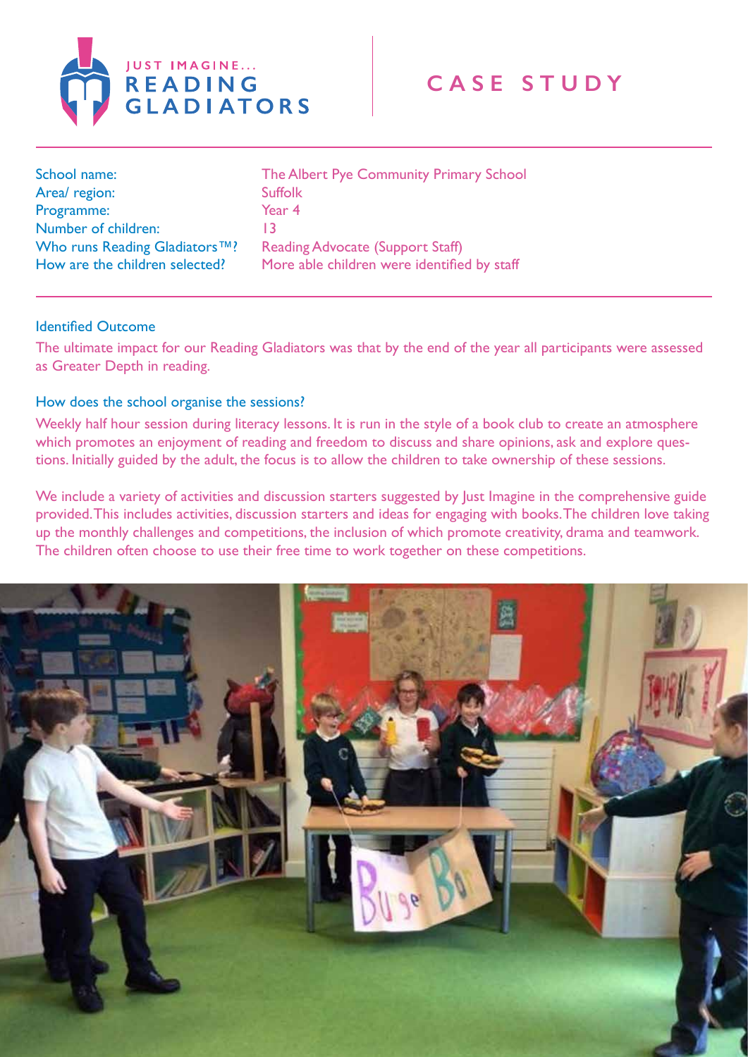JUST IMAGINE...
READING GLADIATORS

# CASE STUDY

| | |
|---|---|
| School name: | The Albert Pye Community Primary School |
| Area/ region: | Suffolk |
| Programme: | Year 4 |
| Number of children: | 13 |
| Who runs Reading Gladiators™? | Reading Advocate (Support Staff) |
| How are the children selected? | More able children were identified by staff |

## Identified Outcome

The ultimate impact for our Reading Gladiators was that by the end of the year all participants were assessed as Greater Depth in reading.

## How does the school organise the sessions?

Weekly half hour session during literacy lessons. It is run in the style of a book club to create an atmosphere which promotes an enjoyment of reading and freedom to discuss and share opinions, ask and explore questions. Initially guided by the adult, the focus is to allow the children to take ownership of these sessions.

We include a variety of activities and discussion starters suggested by Just Imagine in the comprehensive guide provided. This includes activities, discussion starters and ideas for engaging with books. The children love taking up the monthly challenges and competitions, the inclusion of which promote creativity, drama and teamwork. The children often choose to use their free time to work together on these competitions.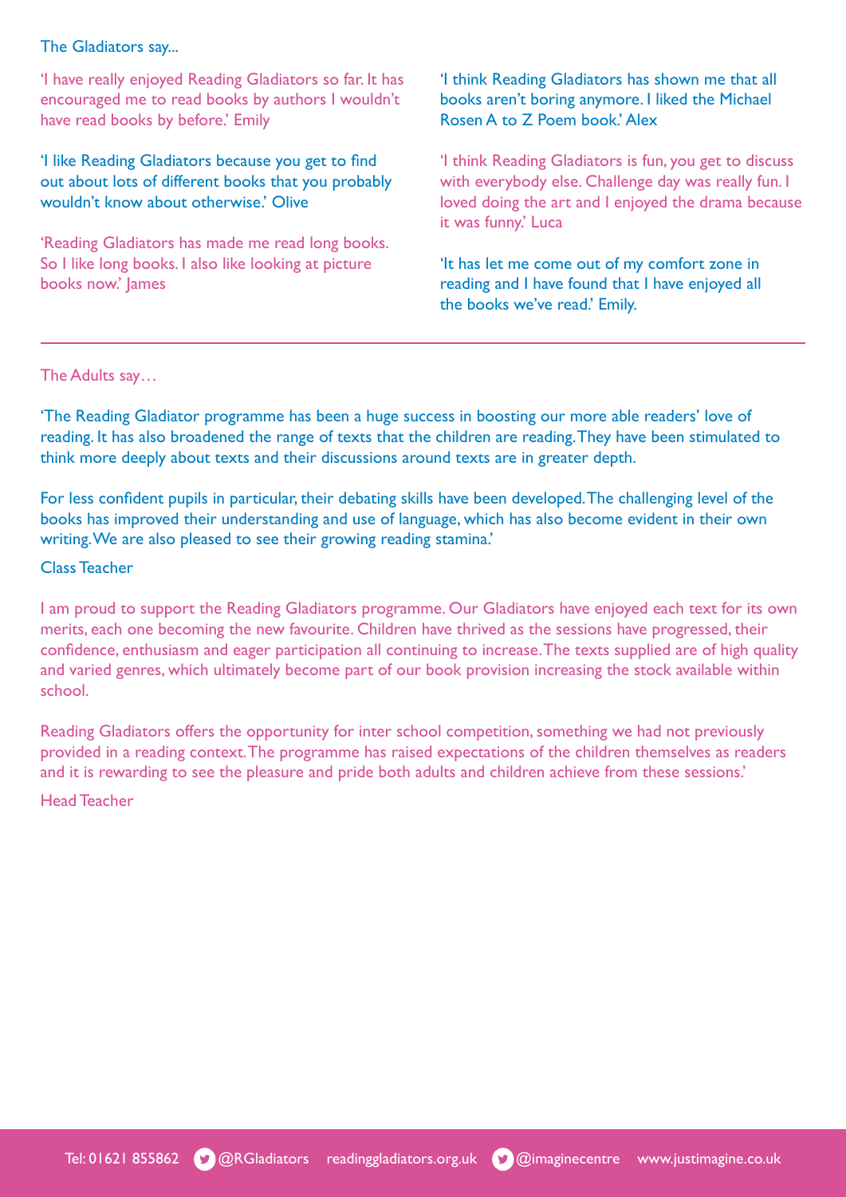The Gladiators say...

'I have really enjoyed Reading Gladiators so far. It has encouraged me to read books by authors I wouldn't have read books by before.' Emily

'I like Reading Gladiators because you get to find out about lots of different books that you probably wouldn't know about otherwise.' Olive

'Reading Gladiators has made me read long books. So I like long books. I also like looking at picture books now.' James

'I think Reading Gladiators has shown me that all books aren't boring anymore. I liked the Michael Rosen A to Z Poem book.' Alex

'I think Reading Gladiators is fun, you get to discuss with everybody else. Challenge day was really fun. I loved doing the art and I enjoyed the drama because it was funny.' Luca

'It has let me come out of my comfort zone in reading and I have found that I have enjoyed all the books we've read.' Emily.

---

The Adults say…

'The Reading Gladiator programme has been a huge success in boosting our more able readers' love of reading. It has also broadened the range of texts that the children are reading. They have been stimulated to think more deeply about texts and their discussions around texts are in greater depth.

For less confident pupils in particular, their debating skills have been developed. The challenging level of the books has improved their understanding and use of language, which has also become evident in their own writing. We are also pleased to see their growing reading stamina.'

Class Teacher

I am proud to support the Reading Gladiators programme. Our Gladiators have enjoyed each text for its own merits, each one becoming the new favourite. Children have thrived as the sessions have progressed, their confidence, enthusiasm and eager participation all continuing to increase. The texts supplied are of high quality and varied genres, which ultimately become part of our book provision increasing the stock available within school.

Reading Gladiators offers the opportunity for inter school competition, something we had not previously provided in a reading context. The programme has raised expectations of the children themselves as readers and it is rewarding to see the pleasure and pride both adults and children achieve from these sessions.'

Head Teacher

Tel: 01621 855862 @RGladiators readinggladiators.org.uk @imaginecentre www.justimagine.co.uk